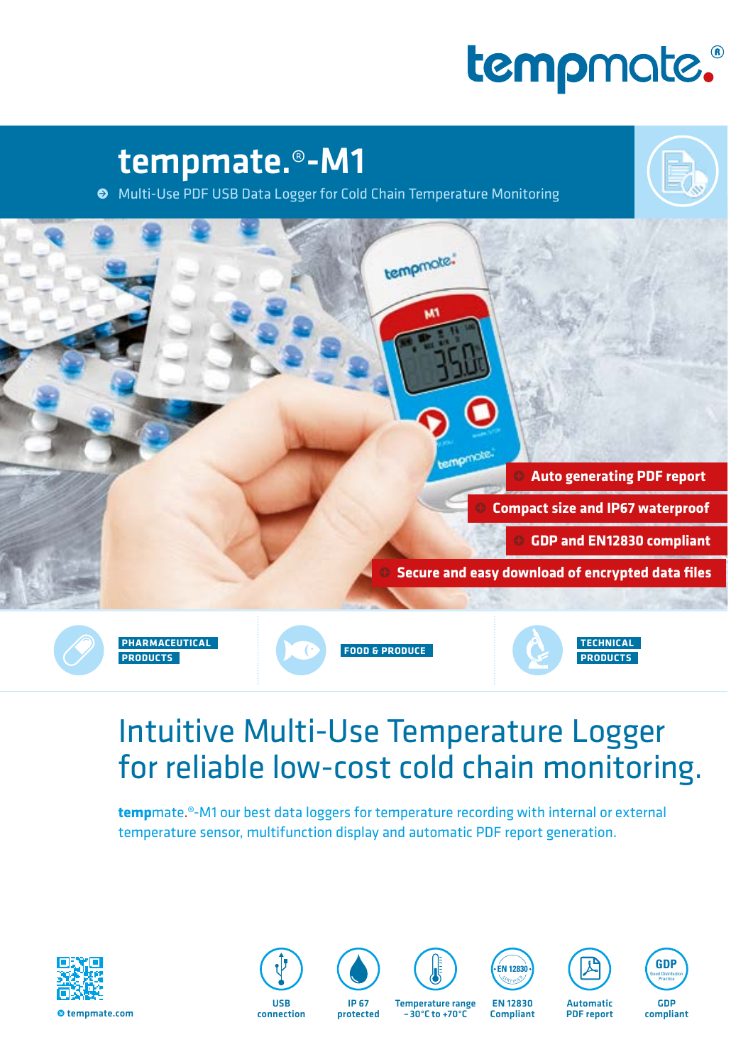tempmate.®

# tempmate.®-M1

Multi-Use PDF USB Data Logger for Cold Chain Temperature Monitoring

- Auto generating PDF report
- Compact size and IP67 waterproof
- GDP and EN12830 compliant
- Secure and easy download of encrypted data files

PHARMACEUTICAL PRODUCTS

FOOD & PRODUCE

TECHNICAL PRODUCTS

## Intuitive Multi-Use Temperature Logger for reliable low-cost cold chain monitoring.

**temp**mate.®-M1 our best data loggers for temperature recording with internal or external temperature sensor, multifunction display and automatic PDF report generation.

tempmate.com

- USB connection
- IP 67 protected
- Temperature range −30°C to +70°C
- EN 12830 Compliant
- Automatic PDF report
- GDP compliant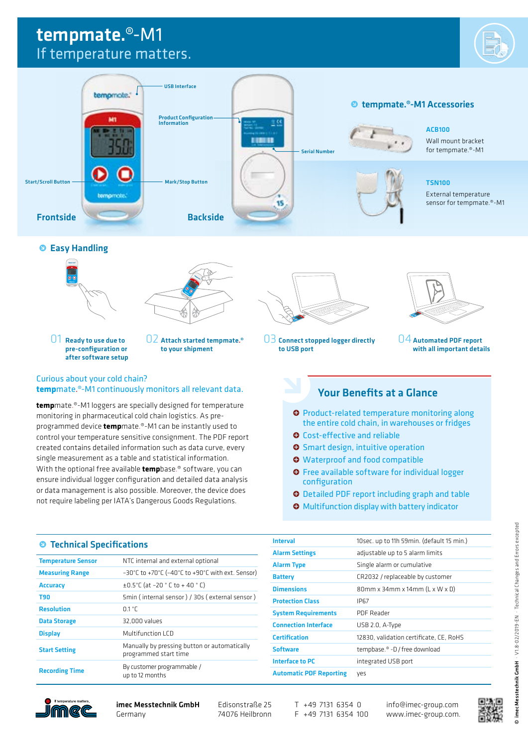# tempmate.®-M1

If temperature matters.

USB Interface

Product Configuration Information

Serial Number

Start/Scroll Button

Mark/Stop Button

Frontside

Backside

## tempmate.®-M1 Accessories

**ACB100**
Wall mount bracket for tempmate.®-M1

**TSN100**
External temperature sensor for tempmate.®-M1

## Easy Handling

01 **Ready to use due to pre-configuration or after software setup**

02 **Attach started tempmate.® to your shipment**

03 **Connect stopped logger directly to USB port**

04 **Automated PDF report with all important details**

Curious about your cold chain?
**temp**mate.®-M1 continuously monitors all relevant data.

**temp**mate.®-M1 loggers are specially designed for temperature monitoring in pharmaceutical cold chain logistics. As pre-programmed device **temp**mate.®-M1 can be instantly used to control your temperature sensitive consignment. The PDF report created contains detailed information such as data curve, every single measurement as a table and statistical information. With the optional free available **temp**base.® software, you can ensure individual logger configuration and detailed data analysis or data management is also possible. Moreover, the device does not require labeling per IATA´s Dangerous Goods Regulations.

## Your Benefits at a Glance

- Product-related temperature monitoring along the entire cold chain, in warehouses or fridges
- Cost-effective and reliable
- Smart design, intuitive operation
- Waterproof and food compatible
- Free available software for individual logger configuration
- Detailed PDF report including graph and table
- Multifunction display with battery indicator

## Technical Specifications

| | |
|---|---|
| **Temperature Sensor** | NTC internal and external optional |
| **Measuring Range** | -30°C to +70°C (-40°C to +90°C with ext. Sensor) |
| **Accuracy** | ±0.5°C (at -20 ° C to + 40 ° C) |
| **T90** | 5min ( internal sensor ) / 30s ( external sensor ) |
| **Resolution** | 0.1 °C |
| **Data Storage** | 32,000 values |
| **Display** | Multifunction LCD |
| **Start Setting** | Manually by pressing button or automatically programmed start time |
| **Recording Time** | By customer programmable / up to 12 months |
| **Interval** | 10sec. up to 11h 59min. (default 15 min.) |
| **Alarm Settings** | adjustable up to 5 alarm limits |
| **Alarm Type** | Single alarm or cumulative |
| **Battery** | CR2032 / replaceable by customer |
| **Dimensions** | 80mm x 34mm x 14mm (L x W x D) |
| **Protection Class** | IP67 |
| **System Requirements** | PDF Reader |
| **Connection Interface** | USB 2.0, A-Type |
| **Certification** | 12830, validation certificate, CE, RoHS |
| **Software** | tempbase.® -D / free download |
| **Interface to PC** | integrated USB port |
| **Automatic PDF Reporting** | yes |

**imec Messtechnik GmbH**
Germany

Edisonstraße 25
74076 Heilbronn

T +49 7131 6354 0
F +49 7131 6354 100

info@imec-group.com
www.imec-group.com

© imec Messtechnik GmbH · V1.8-02/2019-EN · Technical Changes and Errors excepted